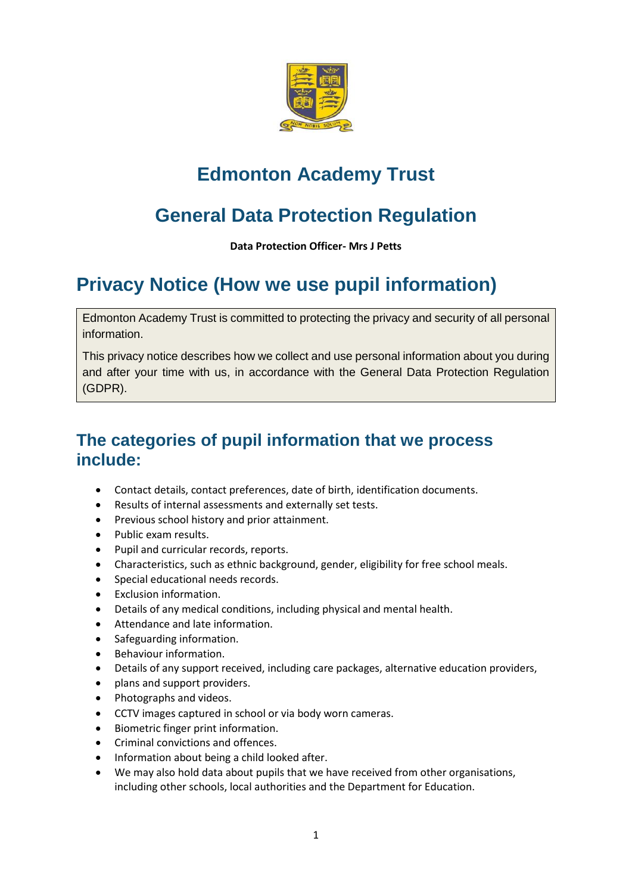# Edmonton Academy Trust

# General Data Protection Regulation

**Data Protection Officer- Mrs J Petts**

# Privacy Notice (How we use pupil information)

Edmonton Academy Trust is committed to protecting the privacy and security of all personal information.

This privacy notice describes how we collect and use personal information about you during and after your time with us, in accordance with the General Data Protection Regulation (GDPR).

## The categories of pupil information that we process include:

- Contact details, contact preferences, date of birth, identification documents.
- Results of internal assessments and externally set tests.
- Previous school history and prior attainment.
- Public exam results.
- Pupil and curricular records, reports.
- Characteristics, such as ethnic background, gender, eligibility for free school meals.
- Special educational needs records.
- Exclusion information.
- Details of any medical conditions, including physical and mental health.
- Attendance and late information.
- Safeguarding information.
- Behaviour information.
- Details of any support received, including care packages, alternative education providers,
- plans and support providers.
- Photographs and videos.
- CCTV images captured in school or via body worn cameras.
- Biometric finger print information.
- Criminal convictions and offences.
- Information about being a child looked after.
- We may also hold data about pupils that we have received from other organisations, including other schools, local authorities and the Department for Education.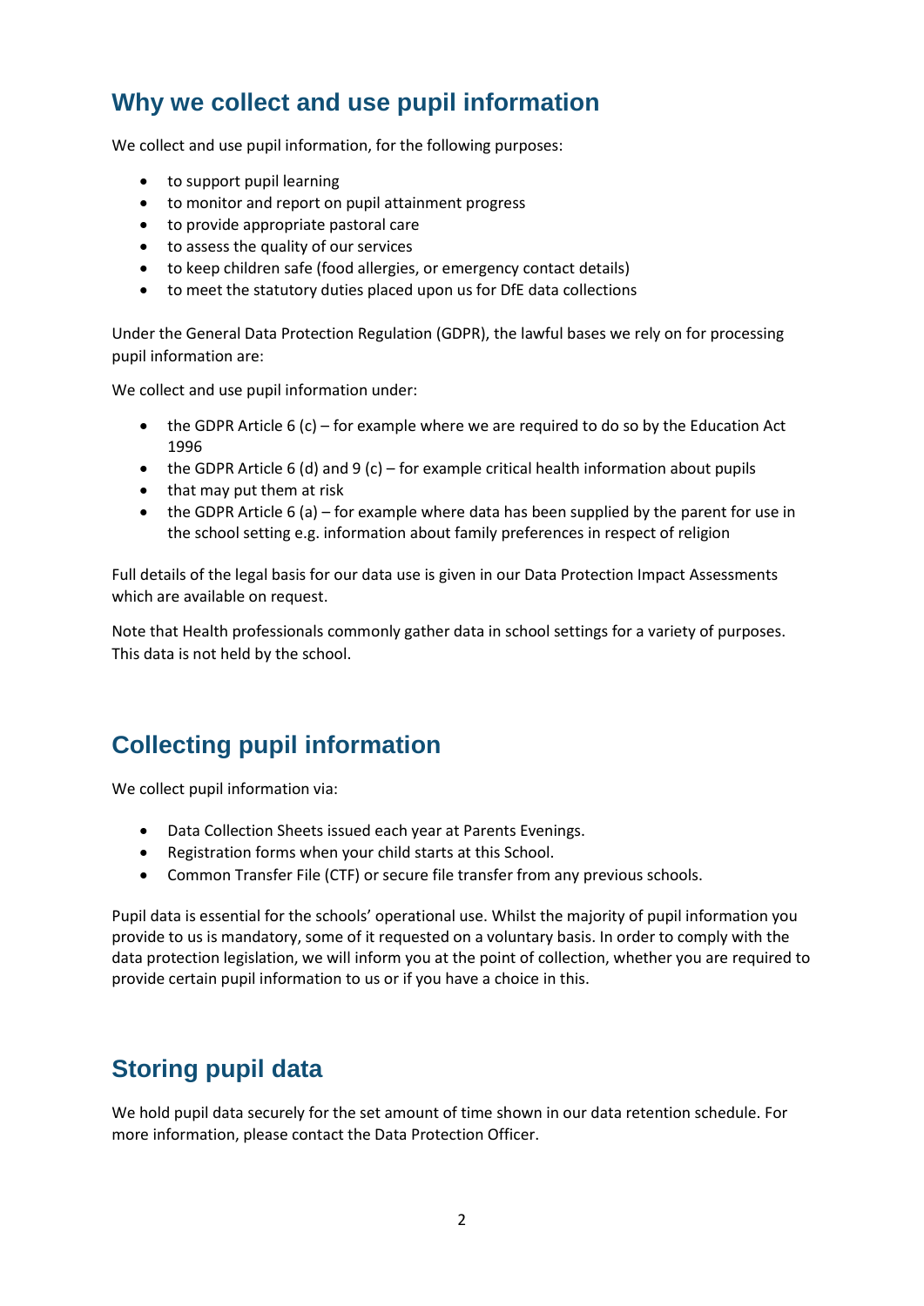## Why we collect and use pupil information

We collect and use pupil information, for the following purposes:

- to support pupil learning
- to monitor and report on pupil attainment progress
- to provide appropriate pastoral care
- to assess the quality of our services
- to keep children safe (food allergies, or emergency contact details)
- to meet the statutory duties placed upon us for DfE data collections

Under the General Data Protection Regulation (GDPR), the lawful bases we rely on for processing pupil information are:

We collect and use pupil information under:

- the GDPR Article 6 (c) – for example where we are required to do so by the Education Act 1996
- the GDPR Article 6 (d) and 9 (c) – for example critical health information about pupils
- that may put them at risk
- the GDPR Article 6 (a) – for example where data has been supplied by the parent for use in the school setting e.g. information about family preferences in respect of religion

Full details of the legal basis for our data use is given in our Data Protection Impact Assessments which are available on request.

Note that Health professionals commonly gather data in school settings for a variety of purposes. This data is not held by the school.

## Collecting pupil information

We collect pupil information via:

- Data Collection Sheets issued each year at Parents Evenings.
- Registration forms when your child starts at this School.
- Common Transfer File (CTF) or secure file transfer from any previous schools.

Pupil data is essential for the schools' operational use. Whilst the majority of pupil information you provide to us is mandatory, some of it requested on a voluntary basis. In order to comply with the data protection legislation, we will inform you at the point of collection, whether you are required to provide certain pupil information to us or if you have a choice in this.

## Storing pupil data

We hold pupil data securely for the set amount of time shown in our data retention schedule. For more information, please contact the Data Protection Officer.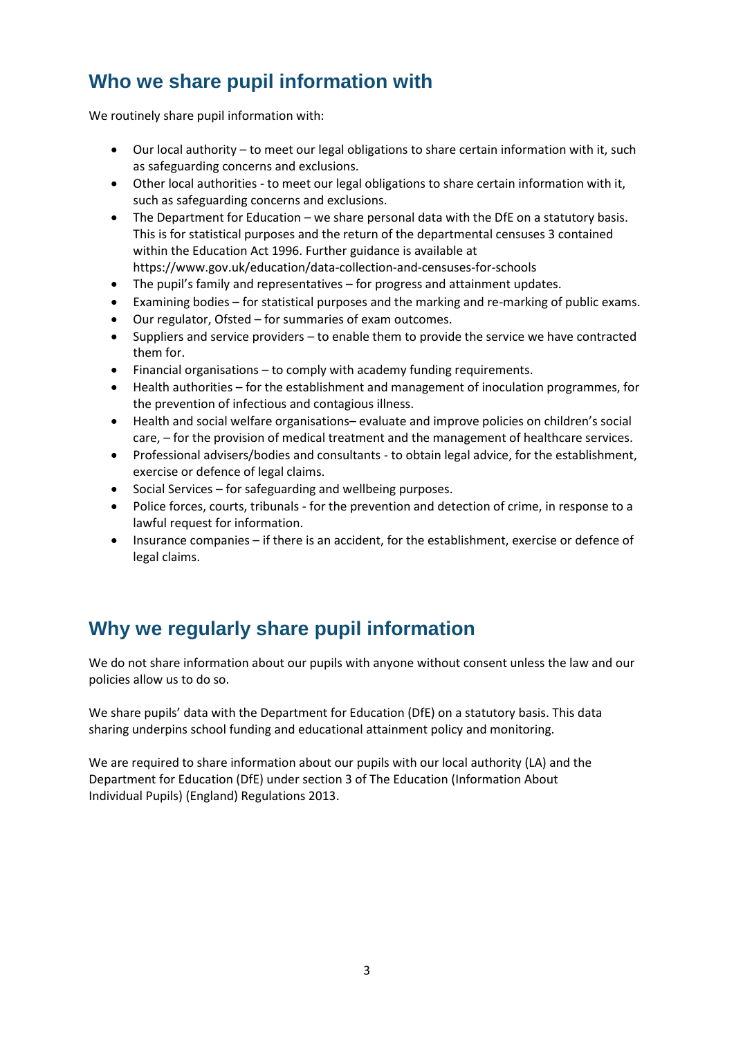## Who we share pupil information with

We routinely share pupil information with:

- Our local authority – to meet our legal obligations to share certain information with it, such as safeguarding concerns and exclusions.
- Other local authorities - to meet our legal obligations to share certain information with it, such as safeguarding concerns and exclusions.
- The Department for Education – we share personal data with the DfE on a statutory basis. This is for statistical purposes and the return of the departmental censuses 3 contained within the Education Act 1996. Further guidance is available at https://www.gov.uk/education/data-collection-and-censuses-for-schools
- The pupil's family and representatives – for progress and attainment updates.
- Examining bodies – for statistical purposes and the marking and re-marking of public exams.
- Our regulator, Ofsted – for summaries of exam outcomes.
- Suppliers and service providers – to enable them to provide the service we have contracted them for.
- Financial organisations – to comply with academy funding requirements.
- Health authorities – for the establishment and management of inoculation programmes, for the prevention of infectious and contagious illness.
- Health and social welfare organisations– evaluate and improve policies on children's social care, – for the provision of medical treatment and the management of healthcare services.
- Professional advisers/bodies and consultants - to obtain legal advice, for the establishment, exercise or defence of legal claims.
- Social Services – for safeguarding and wellbeing purposes.
- Police forces, courts, tribunals - for the prevention and detection of crime, in response to a lawful request for information.
- Insurance companies – if there is an accident, for the establishment, exercise or defence of legal claims.

## Why we regularly share pupil information

We do not share information about our pupils with anyone without consent unless the law and our policies allow us to do so.

We share pupils' data with the Department for Education (DfE) on a statutory basis. This data sharing underpins school funding and educational attainment policy and monitoring.

We are required to share information about our pupils with our local authority (LA) and the Department for Education (DfE) under section 3 of The Education (Information About Individual Pupils) (England) Regulations 2013.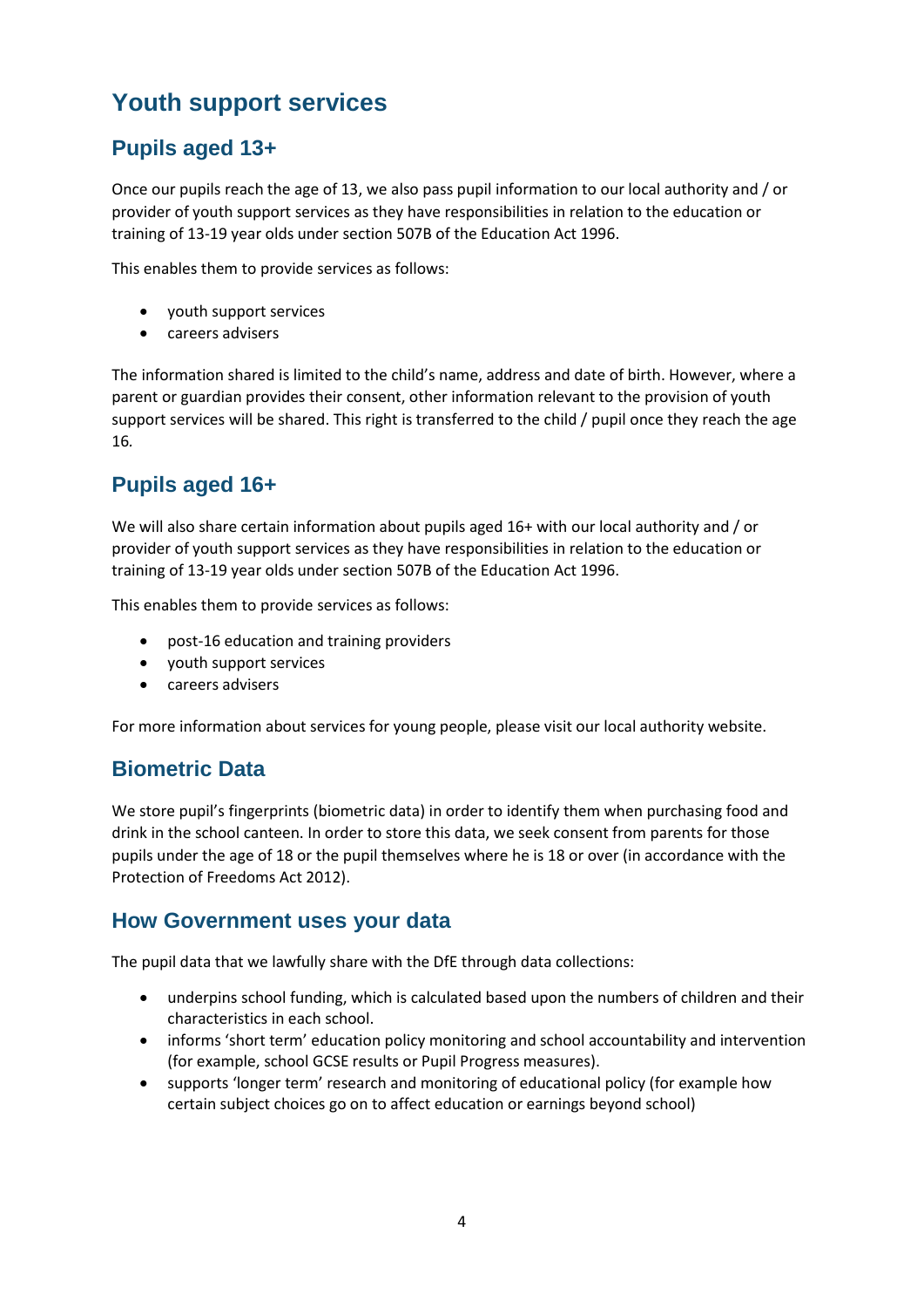# Youth support services

## Pupils aged 13+

Once our pupils reach the age of 13, we also pass pupil information to our local authority and / or provider of youth support services as they have responsibilities in relation to the education or training of 13-19 year olds under section 507B of the Education Act 1996.

This enables them to provide services as follows:

- youth support services
- careers advisers

The information shared is limited to the child's name, address and date of birth. However, where a parent or guardian provides their consent, other information relevant to the provision of youth support services will be shared. This right is transferred to the child / pupil once they reach the age 16.

## Pupils aged 16+

We will also share certain information about pupils aged 16+ with our local authority and / or provider of youth support services as they have responsibilities in relation to the education or training of 13-19 year olds under section 507B of the Education Act 1996.

This enables them to provide services as follows:

- post-16 education and training providers
- youth support services
- careers advisers

For more information about services for young people, please visit our local authority website.

## Biometric Data

We store pupil's fingerprints (biometric data) in order to identify them when purchasing food and drink in the school canteen. In order to store this data, we seek consent from parents for those pupils under the age of 18 or the pupil themselves where he is 18 or over (in accordance with the Protection of Freedoms Act 2012).

## How Government uses your data

The pupil data that we lawfully share with the DfE through data collections:

- underpins school funding, which is calculated based upon the numbers of children and their characteristics in each school.
- informs 'short term' education policy monitoring and school accountability and intervention (for example, school GCSE results or Pupil Progress measures).
- supports 'longer term' research and monitoring of educational policy (for example how certain subject choices go on to affect education or earnings beyond school)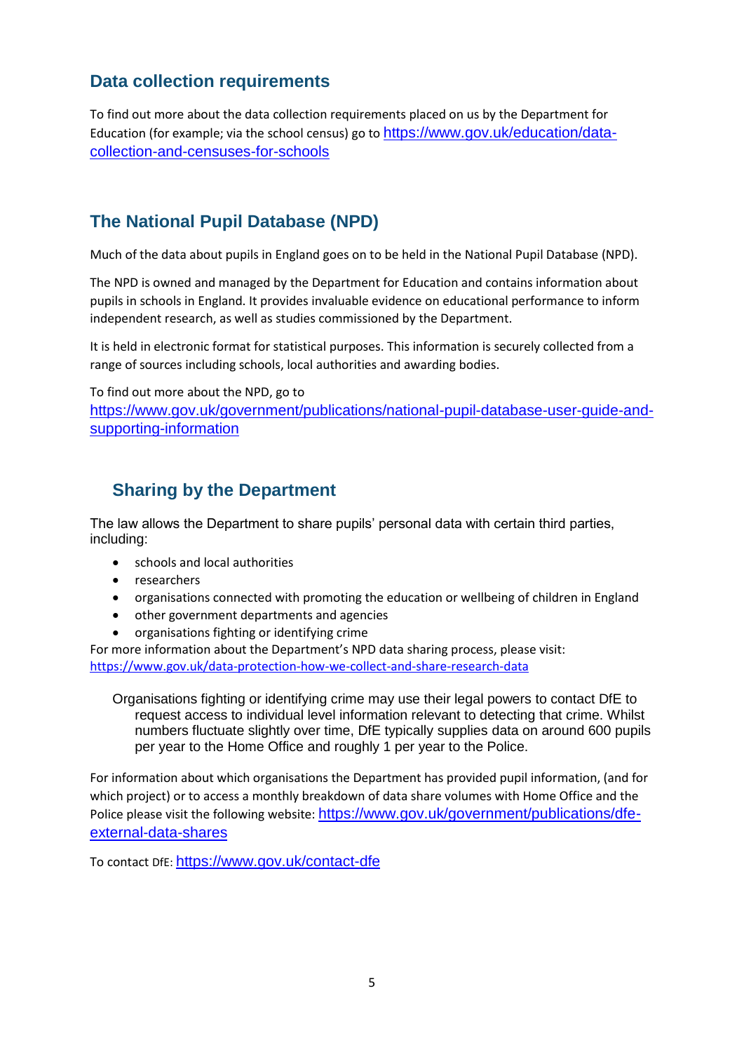## Data collection requirements

To find out more about the data collection requirements placed on us by the Department for Education (for example; via the school census) go to https://www.gov.uk/education/data-collection-and-censuses-for-schools

## The National Pupil Database (NPD)

Much of the data about pupils in England goes on to be held in the National Pupil Database (NPD).

The NPD is owned and managed by the Department for Education and contains information about pupils in schools in England. It provides invaluable evidence on educational performance to inform independent research, as well as studies commissioned by the Department.

It is held in electronic format for statistical purposes. This information is securely collected from a range of sources including schools, local authorities and awarding bodies.

To find out more about the NPD, go to https://www.gov.uk/government/publications/national-pupil-database-user-guide-and-supporting-information

## Sharing by the Department

The law allows the Department to share pupils' personal data with certain third parties, including:

- schools and local authorities
- researchers
- organisations connected with promoting the education or wellbeing of children in England
- other government departments and agencies
- organisations fighting or identifying crime

For more information about the Department's NPD data sharing process, please visit: https://www.gov.uk/data-protection-how-we-collect-and-share-research-data

Organisations fighting or identifying crime may use their legal powers to contact DfE to request access to individual level information relevant to detecting that crime. Whilst numbers fluctuate slightly over time, DfE typically supplies data on around 600 pupils per year to the Home Office and roughly 1 per year to the Police.

For information about which organisations the Department has provided pupil information, (and for which project) or to access a monthly breakdown of data share volumes with Home Office and the Police please visit the following website: https://www.gov.uk/government/publications/dfe-external-data-shares

To contact DfE: https://www.gov.uk/contact-dfe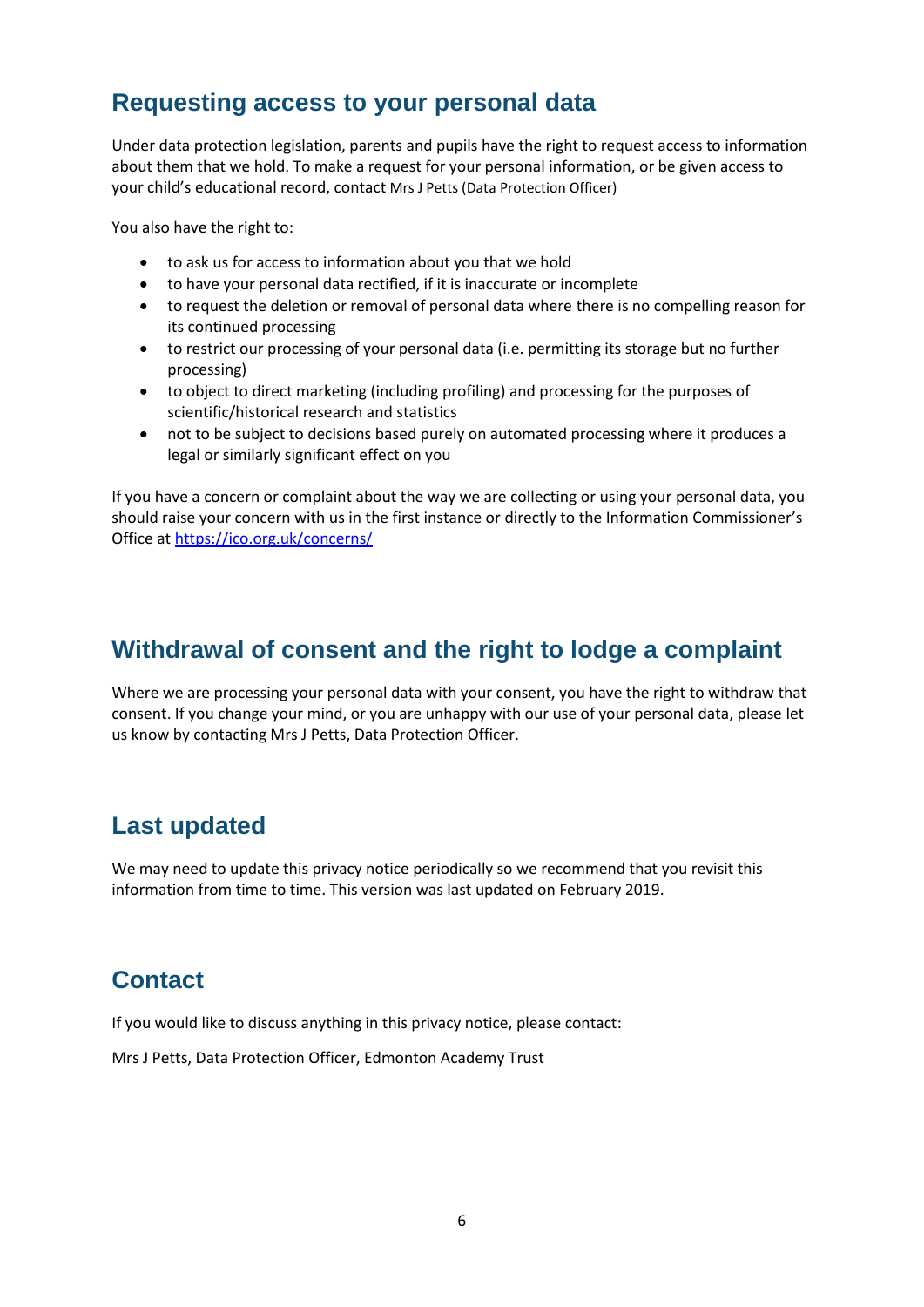## Requesting access to your personal data

Under data protection legislation, parents and pupils have the right to request access to information about them that we hold. To make a request for your personal information, or be given access to your child's educational record, contact Mrs J Petts (Data Protection Officer)

You also have the right to:

- to ask us for access to information about you that we hold
- to have your personal data rectified, if it is inaccurate or incomplete
- to request the deletion or removal of personal data where there is no compelling reason for its continued processing
- to restrict our processing of your personal data (i.e. permitting its storage but no further processing)
- to object to direct marketing (including profiling) and processing for the purposes of scientific/historical research and statistics
- not to be subject to decisions based purely on automated processing where it produces a legal or similarly significant effect on you

If you have a concern or complaint about the way we are collecting or using your personal data, you should raise your concern with us in the first instance or directly to the Information Commissioner's Office at [https://ico.org.uk/concerns/](https://ico.org.uk/concerns/)

## Withdrawal of consent and the right to lodge a complaint

Where we are processing your personal data with your consent, you have the right to withdraw that consent. If you change your mind, or you are unhappy with our use of your personal data, please let us know by contacting Mrs J Petts, Data Protection Officer.

## Last updated

We may need to update this privacy notice periodically so we recommend that you revisit this information from time to time. This version was last updated on February 2019.

## Contact

If you would like to discuss anything in this privacy notice, please contact:

Mrs J Petts, Data Protection Officer, Edmonton Academy Trust